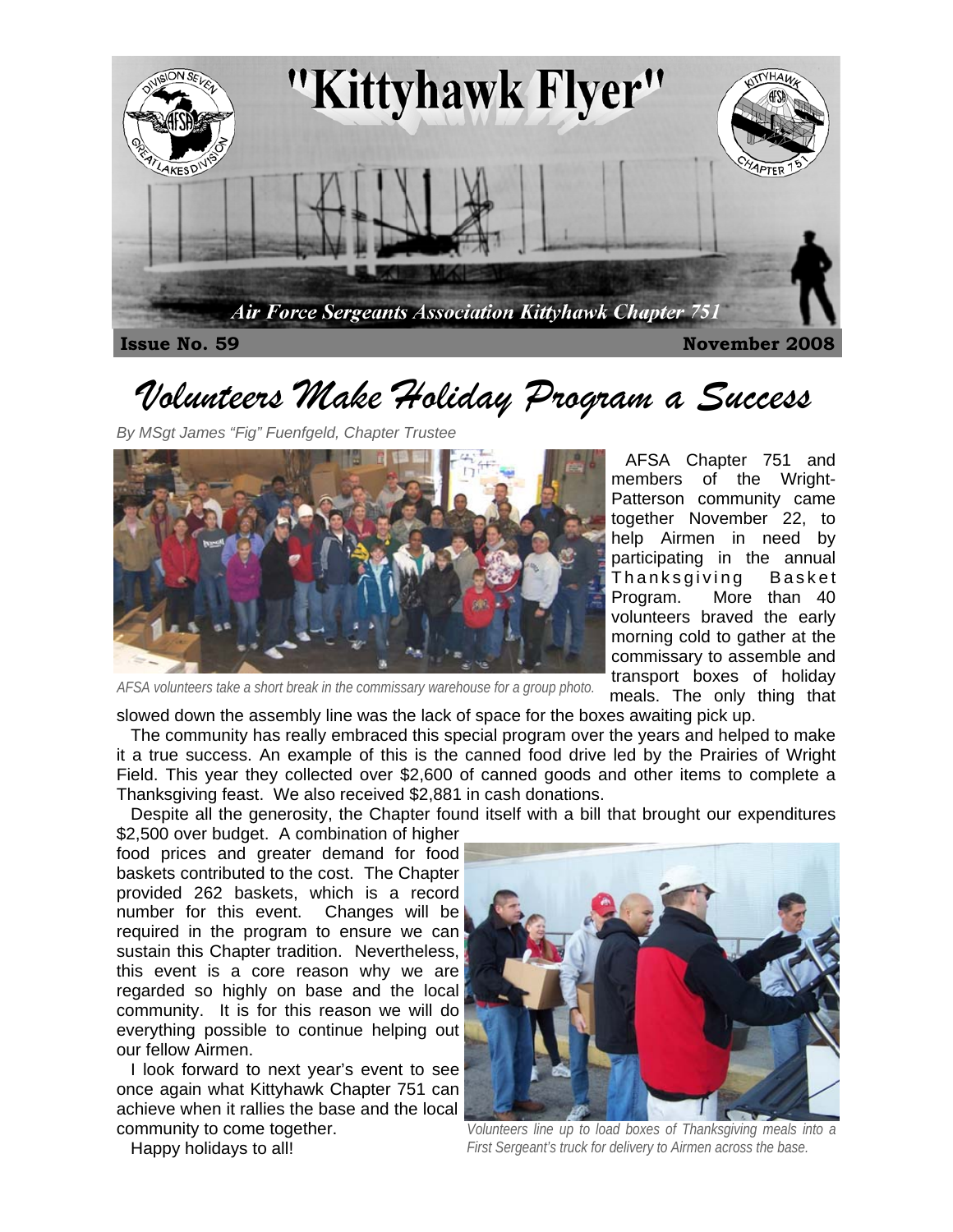# "Kittyhawk Flyer"

*Air Force Sergeants Association Kittyhawk Chapter 751*

**Issue No. 59** **November 2008**

# *Volunteers Make Holiday Program a Success*

*By MSgt James "Fig" Fuenfgeld, Chapter Trustee*

*AFSA volunteers take a short break in the commissary warehouse for a group photo.*

AFSA Chapter 751 and members of the Wright-Patterson community came together November 22, to help Airmen in need by participating in the annual Thanksgiving Basket Program. More than 40 volunteers braved the early morning cold to gather at the commissary to assemble and transport boxes of holiday meals. The only thing that slowed down the assembly line was the lack of space for the boxes awaiting pick up.

The community has really embraced this special program over the years and helped to make it a true success. An example of this is the canned food drive led by the Prairies of Wright Field. This year they collected over $2,600 of canned goods and other items to complete a Thanksgiving feast. We also received $2,881 in cash donations.

Despite all the generosity, the Chapter found itself with a bill that brought our expenditures $2,500 over budget. A combination of higher food prices and greater demand for food baskets contributed to the cost. The Chapter provided 262 baskets, which is a record number for this event. Changes will be required in the program to ensure we can sustain this Chapter tradition. Nevertheless, this event is a core reason why we are regarded so highly on base and the local community. It is for this reason we will do everything possible to continue helping out our fellow Airmen.

I look forward to next year's event to see once again what Kittyhawk Chapter 751 can achieve when it rallies the base and the local community to come together.

Happy holidays to all!

*Volunteers line up to load boxes of Thanksgiving meals into a First Sergeant's truck for delivery to Airmen across the base.*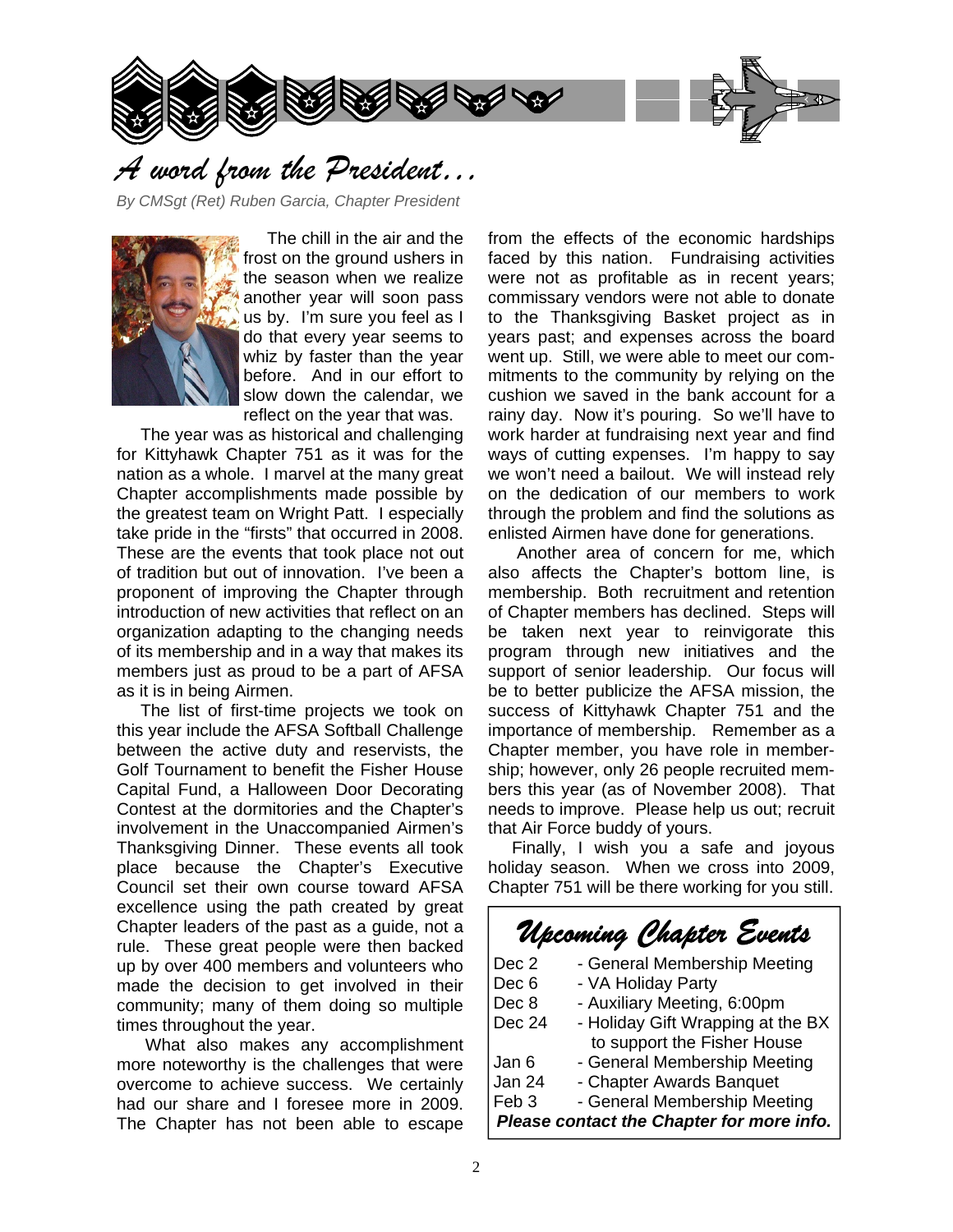# A word from the President...

*By CMSgt (Ret) Ruben Garcia, Chapter President*

The chill in the air and the frost on the ground ushers in the season when we realize another year will soon pass us by. I'm sure you feel as I do that every year seems to whiz by faster than the year before. And in our effort to slow down the calendar, we reflect on the year that was.

The year was as historical and challenging for Kittyhawk Chapter 751 as it was for the nation as a whole. I marvel at the many great Chapter accomplishments made possible by the greatest team on Wright Patt. I especially take pride in the "firsts" that occurred in 2008. These are the events that took place not out of tradition but out of innovation. I've been a proponent of improving the Chapter through introduction of new activities that reflect on an organization adapting to the changing needs of its membership and in a way that makes its members just as proud to be a part of AFSA as it is in being Airmen.

The list of first-time projects we took on this year include the AFSA Softball Challenge between the active duty and reservists, the Golf Tournament to benefit the Fisher House Capital Fund, a Halloween Door Decorating Contest at the dormitories and the Chapter's involvement in the Unaccompanied Airmen's Thanksgiving Dinner. These events all took place because the Chapter's Executive Council set their own course toward AFSA excellence using the path created by great Chapter leaders of the past as a guide, not a rule. These great people were then backed up by over 400 members and volunteers who made the decision to get involved in their community; many of them doing so multiple times throughout the year.

What also makes any accomplishment more noteworthy is the challenges that were overcome to achieve success. We certainly had our share and I foresee more in 2009. The Chapter has not been able to escape from the effects of the economic hardships faced by this nation. Fundraising activities were not as profitable as in recent years; commissary vendors were not able to donate to the Thanksgiving Basket project as in years past; and expenses across the board went up. Still, we were able to meet our commitments to the community by relying on the cushion we saved in the bank account for a rainy day. Now it's pouring. So we'll have to work harder at fundraising next year and find ways of cutting expenses. I'm happy to say we won't need a bailout. We will instead rely on the dedication of our members to work through the problem and find the solutions as enlisted Airmen have done for generations.

Another area of concern for me, which also affects the Chapter's bottom line, is membership. Both recruitment and retention of Chapter members has declined. Steps will be taken next year to reinvigorate this program through new initiatives and the support of senior leadership. Our focus will be to better publicize the AFSA mission, the success of Kittyhawk Chapter 751 and the importance of membership. Remember as a Chapter member, you have role in membership; however, only 26 people recruited members this year (as of November 2008). That needs to improve. Please help us out; recruit that Air Force buddy of yours.

Finally, I wish you a safe and joyous holiday season. When we cross into 2009, Chapter 751 will be there working for you still.

## Upcoming Chapter Events

| | |
|---|---|
| Dec 2 | - General Membership Meeting |
| Dec 6 | - VA Holiday Party |
| Dec 8 | - Auxiliary Meeting, 6:00pm |
| Dec 24 | - Holiday Gift Wrapping at the BX to support the Fisher House |
| Jan 6 | - General Membership Meeting |
| Jan 24 | - Chapter Awards Banquet |
| Feb 3 | - General Membership Meeting |

***Please contact the Chapter for more info.***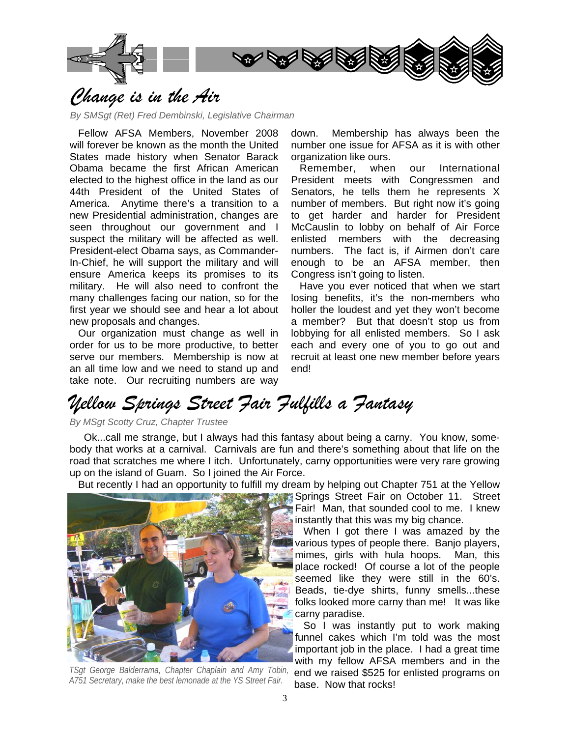# *Change is in the Air*

*By SMSgt (Ret) Fred Dembinski, Legislative Chairman*

Fellow AFSA Members, November 2008 will forever be known as the month the United States made history when Senator Barack Obama became the first African American elected to the highest office in the land as our 44th President of the United States of America. Anytime there's a transition to a new Presidential administration, changes are seen throughout our government and I suspect the military will be affected as well. President-elect Obama says, as Commander-In-Chief, he will support the military and will ensure America keeps its promises to its military. He will also need to confront the many challenges facing our nation, so for the first year we should see and hear a lot about new proposals and changes.

Our organization must change as well in order for us to be more productive, to better serve our members. Membership is now at an all time low and we need to stand up and take note. Our recruiting numbers are way down. Membership has always been the number one issue for AFSA as it is with other organization like ours.

Remember, when our International President meets with Congressmen and Senators, he tells them he represents X number of members. But right now it's going to get harder and harder for President McCauslin to lobby on behalf of Air Force enlisted members with the decreasing numbers. The fact is, if Airmen don't care enough to be an AFSA member, then Congress isn't going to listen.

Have you ever noticed that when we start losing benefits, it's the non-members who holler the loudest and yet they won't become a member? But that doesn't stop us from lobbying for all enlisted members. So I ask each and every one of you to go out and recruit at least one new member before years end!

# *Yellow Springs Street Fair Fulfills a Fantasy*

*By MSgt Scotty Cruz, Chapter Trustee*

Ok...call me strange, but I always had this fantasy about being a carny. You know, some-body that works at a carnival. Carnivals are fun and there's something about that life on the road that scratches me where I itch. Unfortunately, carny opportunities were very rare growing up on the island of Guam. So I joined the Air Force.

But recently I had an opportunity to fulfill my dream by helping out Chapter 751 at the Yellow Springs Street Fair on October 11. Street Fair! Man, that sounded cool to me. I knew instantly that this was my big chance.

When I got there I was amazed by the various types of people there. Banjo players, mimes, girls with hula hoops. Man, this place rocked! Of course a lot of the people seemed like they were still in the 60's. Beads, tie-dye shirts, funny smells...these folks looked more carny than me! It was like carny paradise.

So I was instantly put to work making funnel cakes which I'm told was the most important job in the place. I had a great time with my fellow AFSA members and in the end we raised $525 for enlisted programs on base. Now that rocks!

*TSgt George Balderrama, Chapter Chaplain and Amy Tobin, A751 Secretary, make the best lemonade at the YS Street Fair.*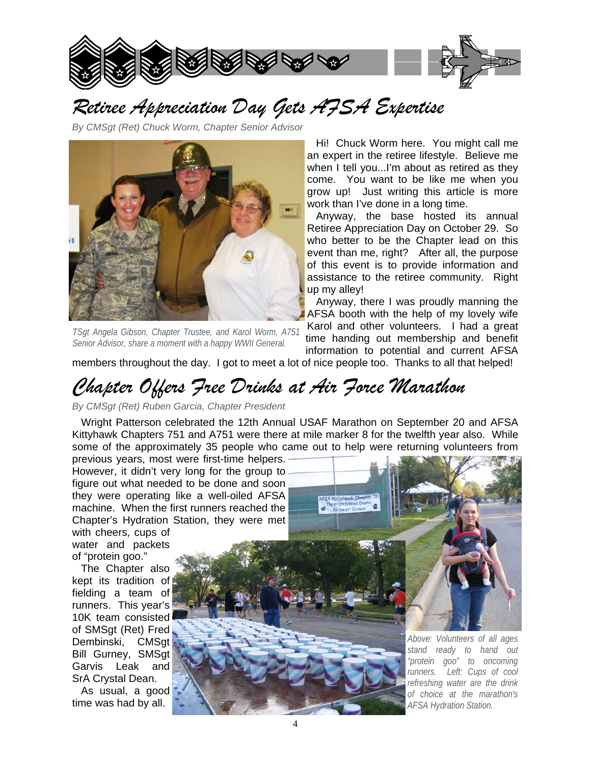# Retiree Appreciation Day Gets AFSA Expertise

*By CMSgt (Ret) Chuck Worm, Chapter Senior Advisor*

*TSgt Angela Gibson, Chapter Trustee, and Karol Worm, A751 Senior Advisor, share a moment with a happy WWII General.*

Hi! Chuck Worm here. You might call me an expert in the retiree lifestyle. Believe me when I tell you...I'm about as retired as they come. You want to be like me when you grow up! Just writing this article is more work than I've done in a long time.

Anyway, the base hosted its annual Retiree Appreciation Day on October 29. So who better to be the Chapter lead on this event than me, right? After all, the purpose of this event is to provide information and assistance to the retiree community. Right up my alley!

Anyway, there I was proudly manning the AFSA booth with the help of my lovely wife Karol and other volunteers. I had a great time handing out membership and benefit information to potential and current AFSA members throughout the day. I got to meet a lot of nice people too. Thanks to all that helped!

# Chapter Offers Free Drinks at Air Force Marathon

*By CMSgt (Ret) Ruben Garcia, Chapter President*

Wright Patterson celebrated the 12th Annual USAF Marathon on September 20 and AFSA Kittyhawk Chapters 751 and A751 were there at mile marker 8 for the twelfth year also. While some of the approximately 35 people who came out to help were returning volunteers from previous years, most were first-time helpers. However, it didn't very long for the group to figure out what needed to be done and soon they were operating like a well-oiled AFSA machine. When the first runners reached the Chapter's Hydration Station, they were met with cheers, cups of water and packets of "protein goo."

The Chapter also kept its tradition of fielding a team of runners. This year's 10K team consisted of SMSgt (Ret) Fred Dembinski, CMSgt Bill Gurney, SMSgt Garvis Leak and SrA Crystal Dean.

As usual, a good time was had by all.

*Above: Volunteers of all ages stand ready to hand out "protein goo" to oncoming runners. Left: Cups of cool refreshing water are the drink of choice at the marathon's AFSA Hydration Station.*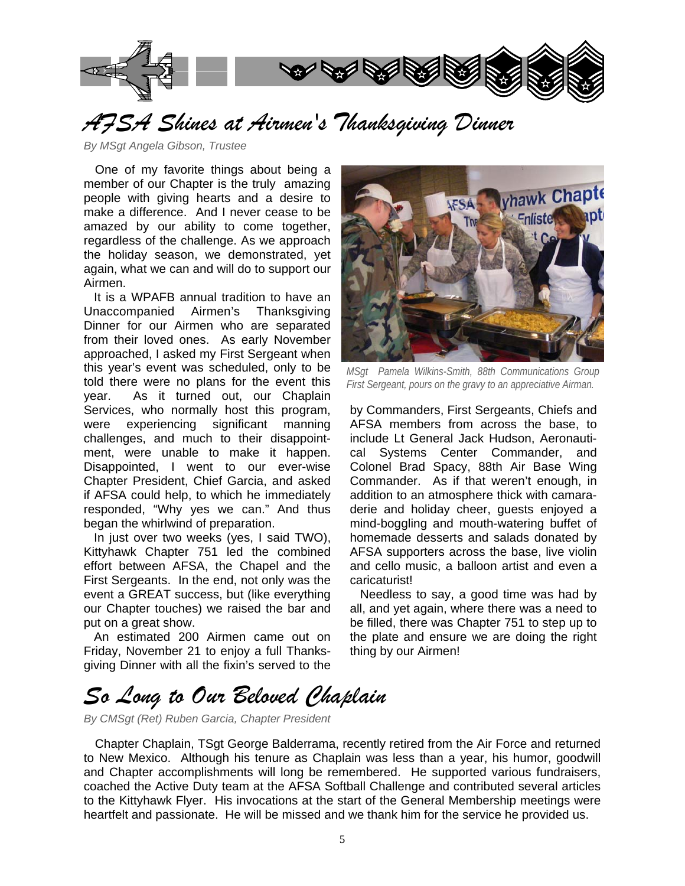# AFSA Shines at Airmen's Thanksgiving Dinner

*By MSgt Angela Gibson, Trustee*

One of my favorite things about being a member of our Chapter is the truly amazing people with giving hearts and a desire to make a difference. And I never cease to be amazed by our ability to come together, regardless of the challenge. As we approach the holiday season, we demonstrated, yet again, what we can and will do to support our Airmen.

It is a WPAFB annual tradition to have an Unaccompanied Airmen's Thanksgiving Dinner for our Airmen who are separated from their loved ones. As early November approached, I asked my First Sergeant when this year's event was scheduled, only to be told there were no plans for the event this year. As it turned out, our Chaplain Services, who normally host this program, were experiencing significant manning challenges, and much to their disappointment, were unable to make it happen. Disappointed, I went to our ever-wise Chapter President, Chief Garcia, and asked if AFSA could help, to which he immediately responded, "Why yes we can." And thus began the whirlwind of preparation.

In just over two weeks (yes, I said TWO), Kittyhawk Chapter 751 led the combined effort between AFSA, the Chapel and the First Sergeants. In the end, not only was the event a GREAT success, but (like everything our Chapter touches) we raised the bar and put on a great show.

An estimated 200 Airmen came out on Friday, November 21 to enjoy a full Thanksgiving Dinner with all the fixin's served to the by Commanders, First Sergeants, Chiefs and AFSA members from across the base, to include Lt General Jack Hudson, Aeronautical Systems Center Commander, and Colonel Brad Spacy, 88th Air Base Wing Commander. As if that weren't enough, in addition to an atmosphere thick with camaraderie and holiday cheer, guests enjoyed a mind-boggling and mouth-watering buffet of homemade desserts and salads donated by AFSA supporters across the base, live violin and cello music, a balloon artist and even a caricaturist!

*MSgt Pamela Wilkins-Smith, 88th Communications Group First Sergeant, pours on the gravy to an appreciative Airman.*

Needless to say, a good time was had by all, and yet again, where there was a need to be filled, there was Chapter 751 to step up to the plate and ensure we are doing the right thing by our Airmen!

# So Long to Our Beloved Chaplain

*By CMSgt (Ret) Ruben Garcia, Chapter President*

Chapter Chaplain, TSgt George Balderrama, recently retired from the Air Force and returned to New Mexico. Although his tenure as Chaplain was less than a year, his humor, goodwill and Chapter accomplishments will long be remembered. He supported various fundraisers, coached the Active Duty team at the AFSA Softball Challenge and contributed several articles to the Kittyhawk Flyer. His invocations at the start of the General Membership meetings were heartfelt and passionate. He will be missed and we thank him for the service he provided us.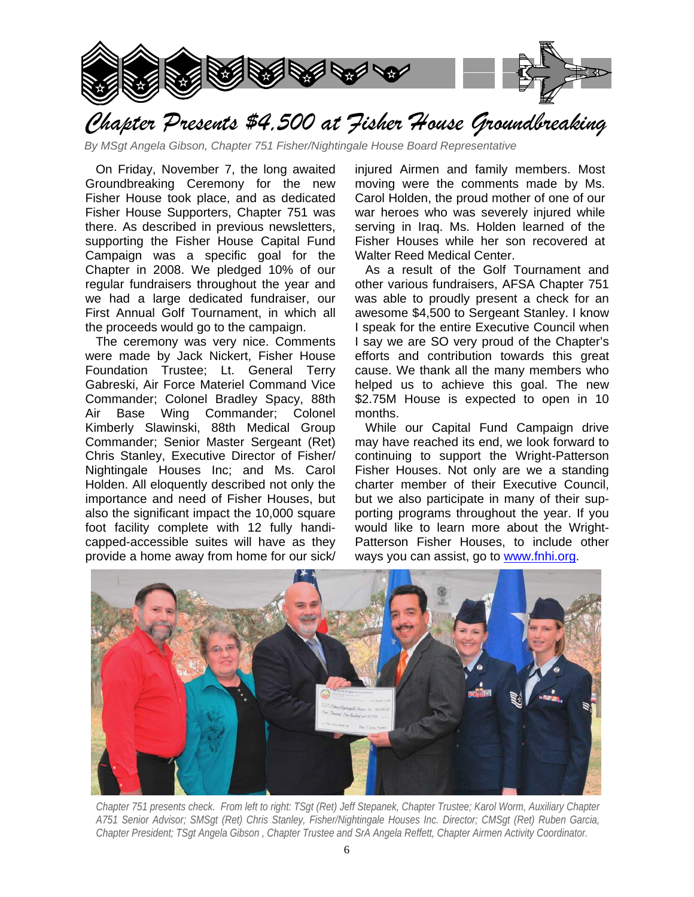# Chapter Presents $4,500 at Fisher House Groundbreaking

*By MSgt Angela Gibson, Chapter 751 Fisher/Nightingale House Board Representative*

On Friday, November 7, the long awaited Groundbreaking Ceremony for the new Fisher House took place, and as dedicated Fisher House Supporters, Chapter 751 was there. As described in previous newsletters, supporting the Fisher House Capital Fund Campaign was a specific goal for the Chapter in 2008. We pledged 10% of our regular fundraisers throughout the year and we had a large dedicated fundraiser, our First Annual Golf Tournament, in which all the proceeds would go to the campaign.

The ceremony was very nice. Comments were made by Jack Nickert, Fisher House Foundation Trustee; Lt. General Terry Gabreski, Air Force Materiel Command Vice Commander; Colonel Bradley Spacy, 88th Air Base Wing Commander; Colonel Kimberly Slawinski, 88th Medical Group Commander; Senior Master Sergeant (Ret) Chris Stanley, Executive Director of Fisher/ Nightingale Houses Inc; and Ms. Carol Holden. All eloquently described not only the importance and need of Fisher Houses, but also the significant impact the 10,000 square foot facility complete with 12 fully handi-capped-accessible suites will have as they provide a home away from home for our sick/ injured Airmen and family members. Most moving were the comments made by Ms. Carol Holden, the proud mother of one of our war heroes who was severely injured while serving in Iraq. Ms. Holden learned of the Fisher Houses while her son recovered at Walter Reed Medical Center.

As a result of the Golf Tournament and other various fundraisers, AFSA Chapter 751 was able to proudly present a check for an awesome $4,500 to Sergeant Stanley. I know I speak for the entire Executive Council when I say we are SO very proud of the Chapter's efforts and contribution towards this great cause. We thank all the many members who helped us to achieve this goal. The new $2.75M House is expected to open in 10 months.

While our Capital Fund Campaign drive may have reached its end, we look forward to continuing to support the Wright-Patterson Fisher Houses. Not only are we a standing charter member of their Executive Council, but we also participate in many of their sup-porting programs throughout the year. If you would like to learn more about the Wright-Patterson Fisher Houses, to include other ways you can assist, go to www.fnhi.org.

*Chapter 751 presents check. From left to right: TSgt (Ret) Jeff Stepanek, Chapter Trustee; Karol Worm, Auxiliary Chapter A751 Senior Advisor; SMSgt (Ret) Chris Stanley, Fisher/Nightingale Houses Inc. Director; CMSgt (Ret) Ruben Garcia, Chapter President; TSgt Angela Gibson , Chapter Trustee and SrA Angela Reffett, Chapter Airmen Activity Coordinator.*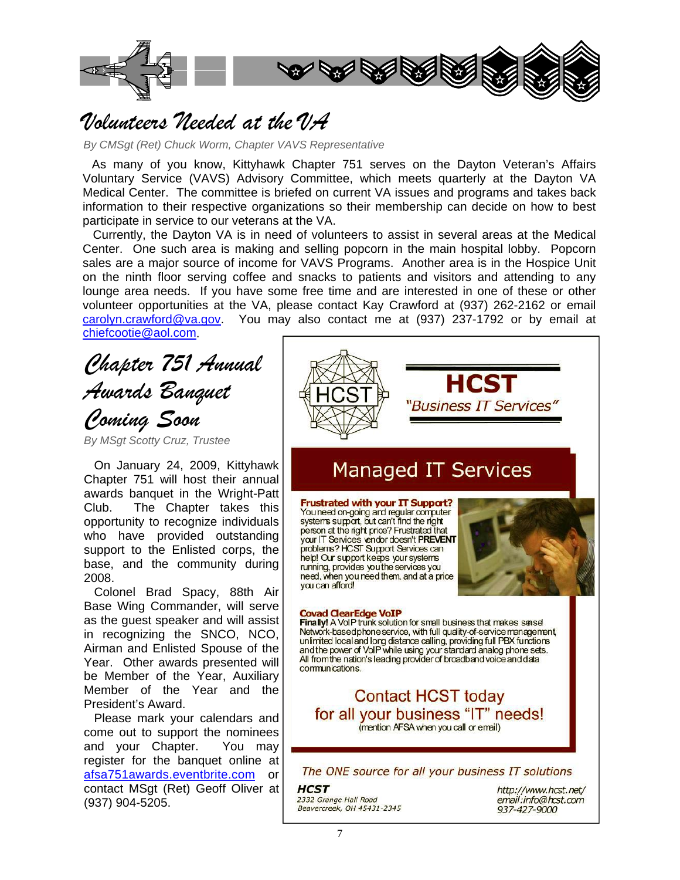# Volunteers Needed at the VA

*By CMSgt (Ret) Chuck Worm, Chapter VAVS Representative*

As many of you know, Kittyhawk Chapter 751 serves on the Dayton Veteran's Affairs Voluntary Service (VAVS) Advisory Committee, which meets quarterly at the Dayton VA Medical Center. The committee is briefed on current VA issues and programs and takes back information to their respective organizations so their membership can decide on how to best participate in service to our veterans at the VA.

Currently, the Dayton VA is in need of volunteers to assist in several areas at the Medical Center. One such area is making and selling popcorn in the main hospital lobby. Popcorn sales are a major source of income for VAVS Programs. Another area is in the Hospice Unit on the ninth floor serving coffee and snacks to patients and visitors and attending to any lounge area needs. If you have some free time and are interested in one of these or other volunteer opportunities at the VA, please contact Kay Crawford at (937) 262-2162 or email carolyn.crawford@va.gov. You may also contact me at (937) 237-1792 or by email at chiefcootie@aol.com.

# Chapter 751 Annual Awards Banquet Coming Soon

*By MSgt Scotty Cruz, Trustee*

On January 24, 2009, Kittyhawk Chapter 751 will host their annual awards banquet in the Wright-Patt Club. The Chapter takes this opportunity to recognize individuals who have provided outstanding support to the Enlisted corps, the base, and the community during 2008.

Colonel Brad Spacy, 88th Air Base Wing Commander, will serve as the guest speaker and will assist in recognizing the SNCO, NCO, Airman and Enlisted Spouse of the Year. Other awards presented will be Member of the Year, Auxiliary Member of the Year and the President's Award.

Please mark your calendars and come out to support the nominees and your Chapter. You may register for the banquet online at afsa751awards.eventbrite.com or contact MSgt (Ret) Geoff Oliver at (937) 904-5205.

---

**HCST**

*"Business IT Services"*

## Managed IT Services

**Frustrated with your IT Support?**
You need on-going and regular computer systems support, but can't find the right person at the right price? Frustrated that your IT Services vendor doesn't **PREVENT** problems? HCST Support Services can help! Our support keeps your systems running, provides you the services you need, when you need them, and at a price you can afford!

**Covad ClearEdge VoIP**
**Finally!** A VoIP trunk solution for small business that makes sense! Network-based phone service, with full quality-of-service management, unlimited local and long distance calling, providing full PBX functions and the power of VoIP while using your standard analog phone sets. All from the nation's leading provider of broadband voice and data communications.

**Contact HCST today for all your business "IT" needs!**
(mention AFSA when you call or email)

*The ONE source for all your business IT solutions*

**HCST**
2332 Grange Hall Road
Beavercreek, OH 45431-2345

http://www.hcst.net/
email: info@hcst.com
937-427-9000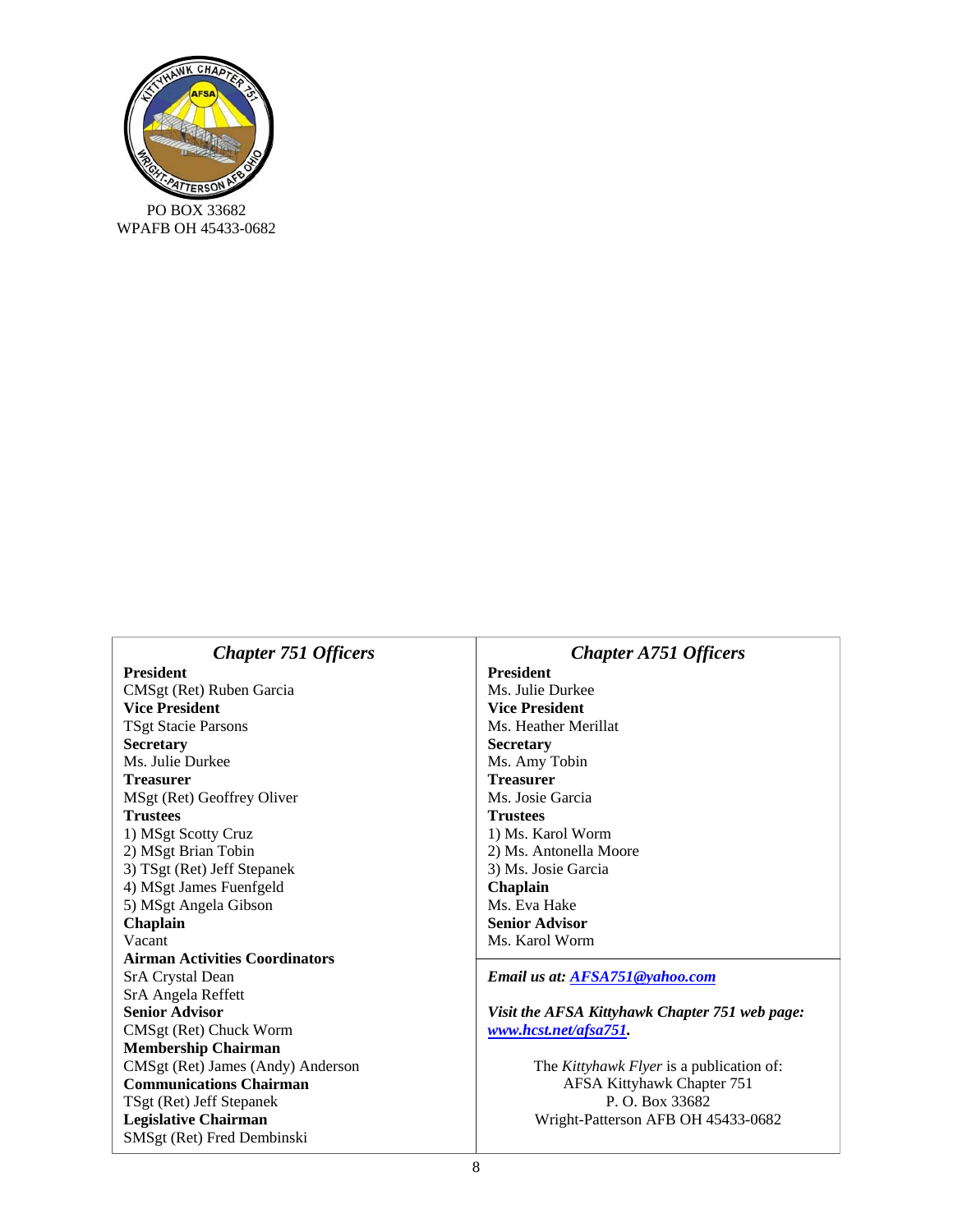PO BOX 33682
WPAFB OH 45433-0682

## *Chapter 751 Officers*

**President**
CMSgt (Ret) Ruben Garcia
**Vice President**
TSgt Stacie Parsons
**Secretary**
Ms. Julie Durkee
**Treasurer**
MSgt (Ret) Geoffrey Oliver
**Trustees**
1) MSgt Scotty Cruz
2) MSgt Brian Tobin
3) TSgt (Ret) Jeff Stepanek
4) MSgt James Fuenfgeld
5) MSgt Angela Gibson
**Chaplain**
Vacant
**Airman Activities Coordinators**
SrA Crystal Dean
SrA Angela Reffett
**Senior Advisor**
CMSgt (Ret) Chuck Worm
**Membership Chairman**
CMSgt (Ret) James (Andy) Anderson
**Communications Chairman**
TSgt (Ret) Jeff Stepanek
**Legislative Chairman**
SMSgt (Ret) Fred Dembinski

## *Chapter A751 Officers*

**President**
Ms. Julie Durkee
**Vice President**
Ms. Heather Merillat
**Secretary**
Ms. Amy Tobin
**Treasurer**
Ms. Josie Garcia
**Trustees**
1) Ms. Karol Worm
2) Ms. Antonella Moore
3) Ms. Josie Garcia
**Chaplain**
Ms. Eva Hake
**Senior Advisor**
Ms. Karol Worm

***Email us at: AFSA751@yahoo.com***

***Visit the AFSA Kittyhawk Chapter 751 web page: www.hcst.net/afsa751.***

The *Kittyhawk Flyer* is a publication of:
AFSA Kittyhawk Chapter 751
P. O. Box 33682
Wright-Patterson AFB OH 45433-0682